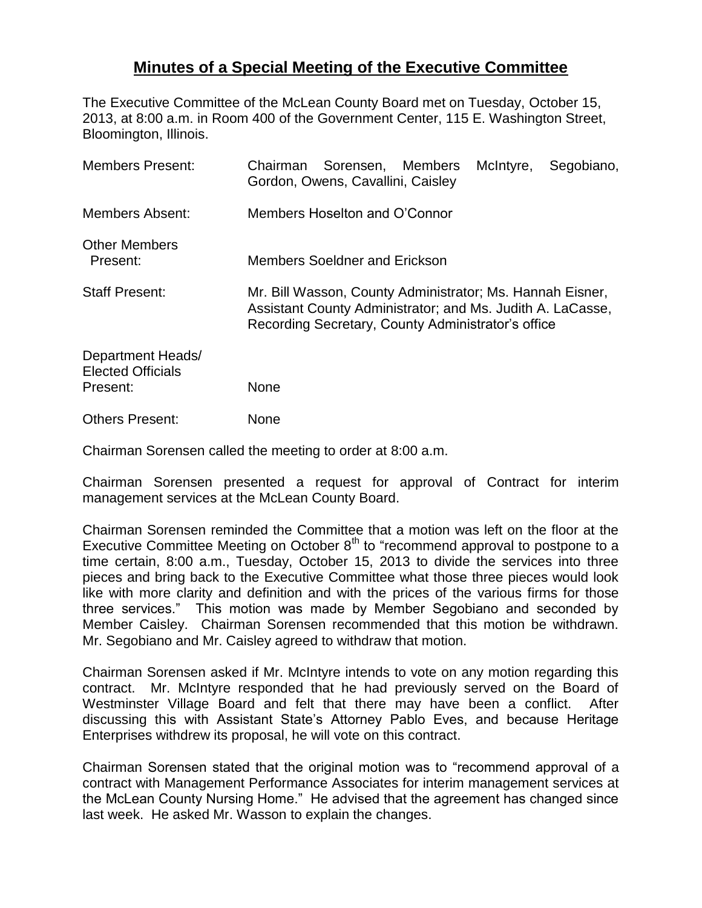# Minutes of a Special Meeting of the Executive Committee

The Executive Committee of the McLean County Board met on Tuesday, October 15, 2013, at 8:00 a.m. in Room 400 of the Government Center, 115 E. Washington Street, Bloomington, Illinois.

| | |
|---|---|
| Members Present: | Chairman Sorensen, Members McIntyre, Segobiano, Gordon, Owens, Cavallini, Caisley |
| Members Absent: | Members Hoselton and O'Connor |
| Other Members Present: | Members Soeldner and Erickson |
| Staff Present: | Mr. Bill Wasson, County Administrator; Ms. Hannah Eisner, Assistant County Administrator; and Ms. Judith A. LaCasse, Recording Secretary, County Administrator's office |
| Department Heads/ Elected Officials Present: | None |
| Others Present: | None |

Chairman Sorensen called the meeting to order at 8:00 a.m.

Chairman Sorensen presented a request for approval of Contract for interim management services at the McLean County Board.

Chairman Sorensen reminded the Committee that a motion was left on the floor at the Executive Committee Meeting on October 8th to "recommend approval to postpone to a time certain, 8:00 a.m., Tuesday, October 15, 2013 to divide the services into three pieces and bring back to the Executive Committee what those three pieces would look like with more clarity and definition and with the prices of the various firms for those three services." This motion was made by Member Segobiano and seconded by Member Caisley. Chairman Sorensen recommended that this motion be withdrawn. Mr. Segobiano and Mr. Caisley agreed to withdraw that motion.

Chairman Sorensen asked if Mr. McIntyre intends to vote on any motion regarding this contract. Mr. McIntyre responded that he had previously served on the Board of Westminster Village Board and felt that there may have been a conflict. After discussing this with Assistant State's Attorney Pablo Eves, and because Heritage Enterprises withdrew its proposal, he will vote on this contract.

Chairman Sorensen stated that the original motion was to "recommend approval of a contract with Management Performance Associates for interim management services at the McLean County Nursing Home." He advised that the agreement has changed since last week. He asked Mr. Wasson to explain the changes.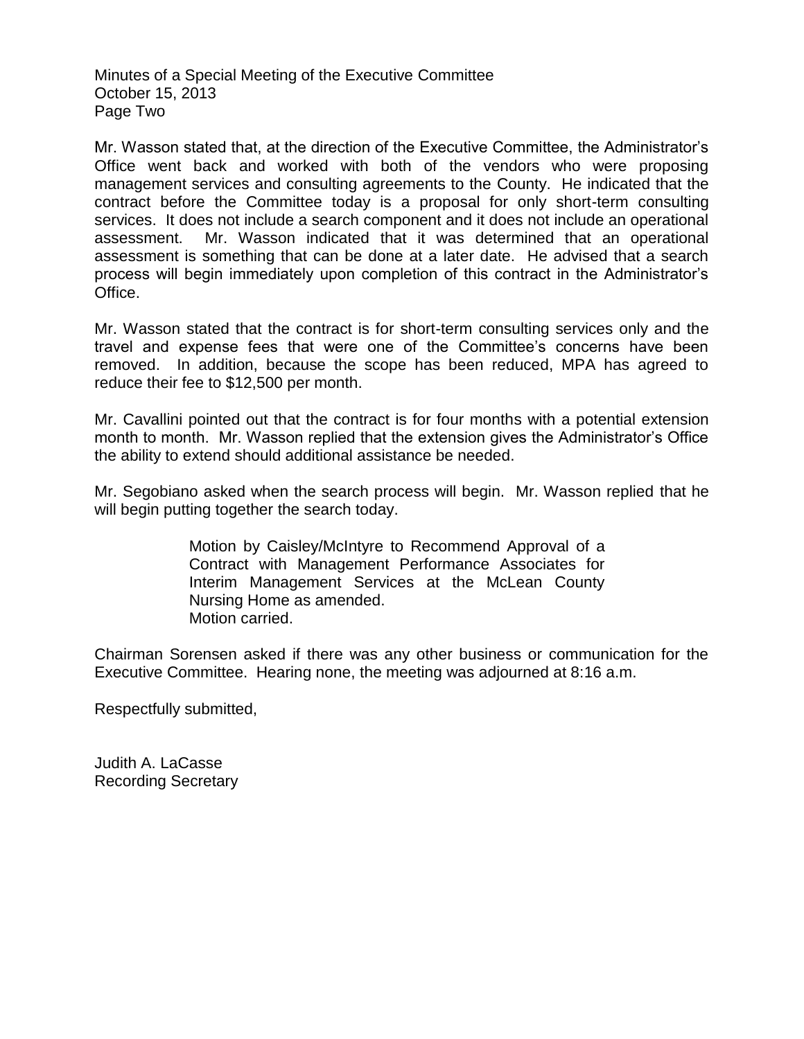Mr. Wasson stated that, at the direction of the Executive Committee, the Administrator's Office went back and worked with both of the vendors who were proposing management services and consulting agreements to the County. He indicated that the contract before the Committee today is a proposal for only short-term consulting services. It does not include a search component and it does not include an operational assessment. Mr. Wasson indicated that it was determined that an operational assessment is something that can be done at a later date. He advised that a search process will begin immediately upon completion of this contract in the Administrator's Office.

Mr. Wasson stated that the contract is for short-term consulting services only and the travel and expense fees that were one of the Committee's concerns have been removed. In addition, because the scope has been reduced, MPA has agreed to reduce their fee to $12,500 per month.

Mr. Cavallini pointed out that the contract is for four months with a potential extension month to month. Mr. Wasson replied that the extension gives the Administrator's Office the ability to extend should additional assistance be needed.

Mr. Segobiano asked when the search process will begin. Mr. Wasson replied that he will begin putting together the search today.

> Motion by Caisley/McIntyre to Recommend Approval of a Contract with Management Performance Associates for Interim Management Services at the McLean County Nursing Home as amended.
> Motion carried.

Chairman Sorensen asked if there was any other business or communication for the Executive Committee. Hearing none, the meeting was adjourned at 8:16 a.m.

Respectfully submitted,

Judith A. LaCasse
Recording Secretary